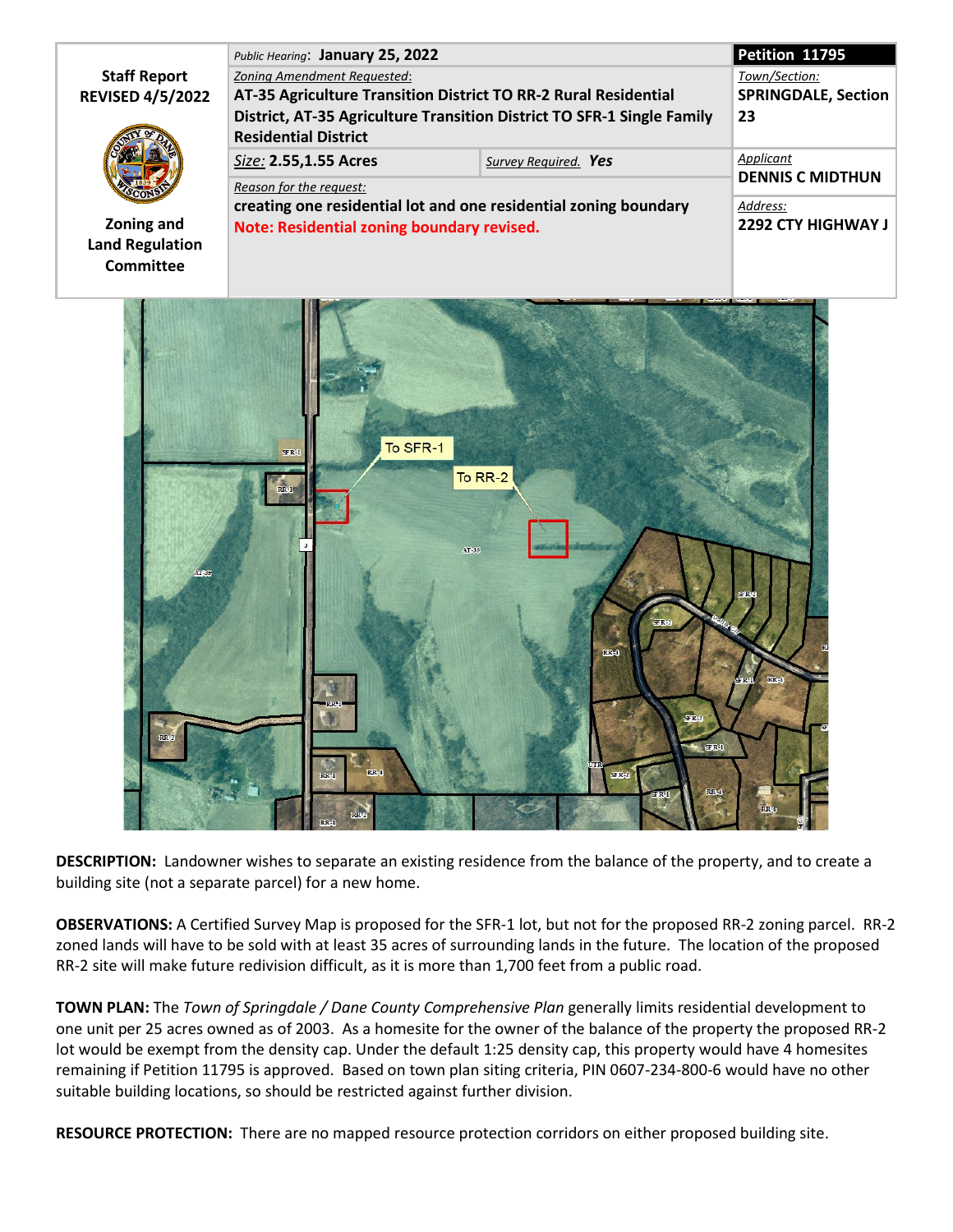| Staff Report REVISED 4/5/2022 | *Public Hearing*: **January 25, 2022** | | **Petition 11795** |
|---|---|---|---|
| | *Zoning Amendment Requested*: **AT-35 Agriculture Transition District TO RR-2 Rural Residential District, AT-35 Agriculture Transition District TO SFR-1 Single Family Residential District** | | *Town/Section*: **SPRINGDALE, Section 23** |
| | *Size*: **2.55,1.55 Acres** | *Survey Required.* **Yes** | *Applicant* **DENNIS C MIDTHUN** |
| Zoning and Land Regulation Committee | *Reason for the request*: **creating one residential lot and one residential zoning boundary** **Note: Residential zoning boundary revised.** | | *Address*: **2292 CTY HIGHWAY J** |

**DESCRIPTION:** Landowner wishes to separate an existing residence from the balance of the property, and to create a building site (not a separate parcel) for a new home.

**OBSERVATIONS:** A Certified Survey Map is proposed for the SFR-1 lot, but not for the proposed RR-2 zoning parcel. RR-2 zoned lands will have to be sold with at least 35 acres of surrounding lands in the future. The location of the proposed RR-2 site will make future redivision difficult, as it is more than 1,700 feet from a public road.

**TOWN PLAN:** The *Town of Springdale / Dane County Comprehensive Plan* generally limits residential development to one unit per 25 acres owned as of 2003. As a homesite for the owner of the balance of the property the proposed RR-2 lot would be exempt from the density cap. Under the default 1:25 density cap, this property would have 4 homesites remaining if Petition 11795 is approved. Based on town plan siting criteria, PIN 0607-234-800-6 would have no other suitable building locations, so should be restricted against further division.

**RESOURCE PROTECTION:** There are no mapped resource protection corridors on either proposed building site.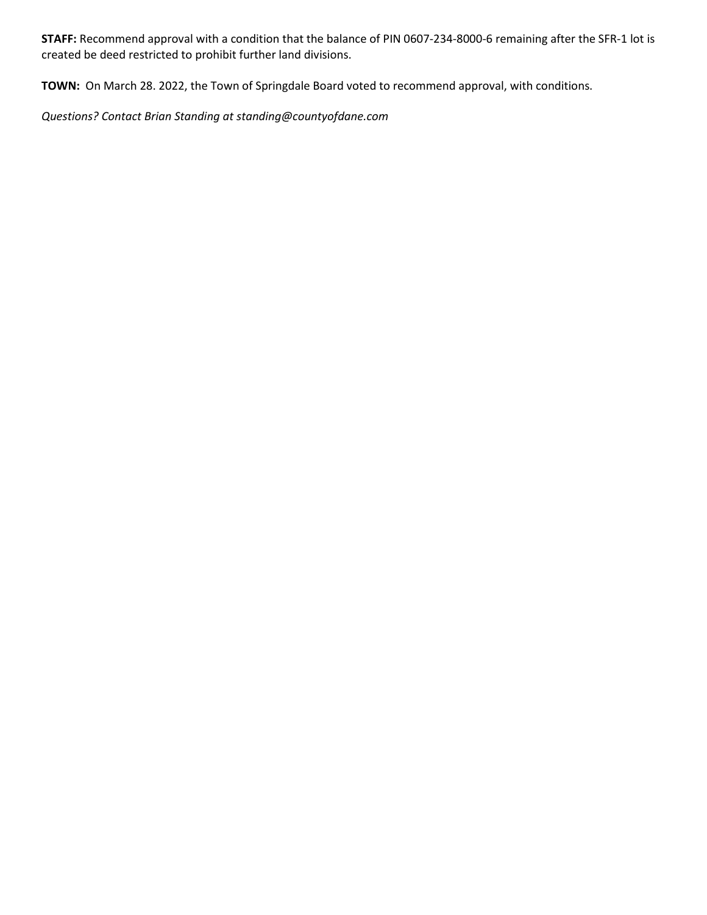**STAFF:** Recommend approval with a condition that the balance of PIN 0607-234-8000-6 remaining after the SFR-1 lot is created be deed restricted to prohibit further land divisions.

**TOWN:** On March 28. 2022, the Town of Springdale Board voted to recommend approval, with conditions.

*Questions? Contact Brian Standing at standing@countyofdane.com*